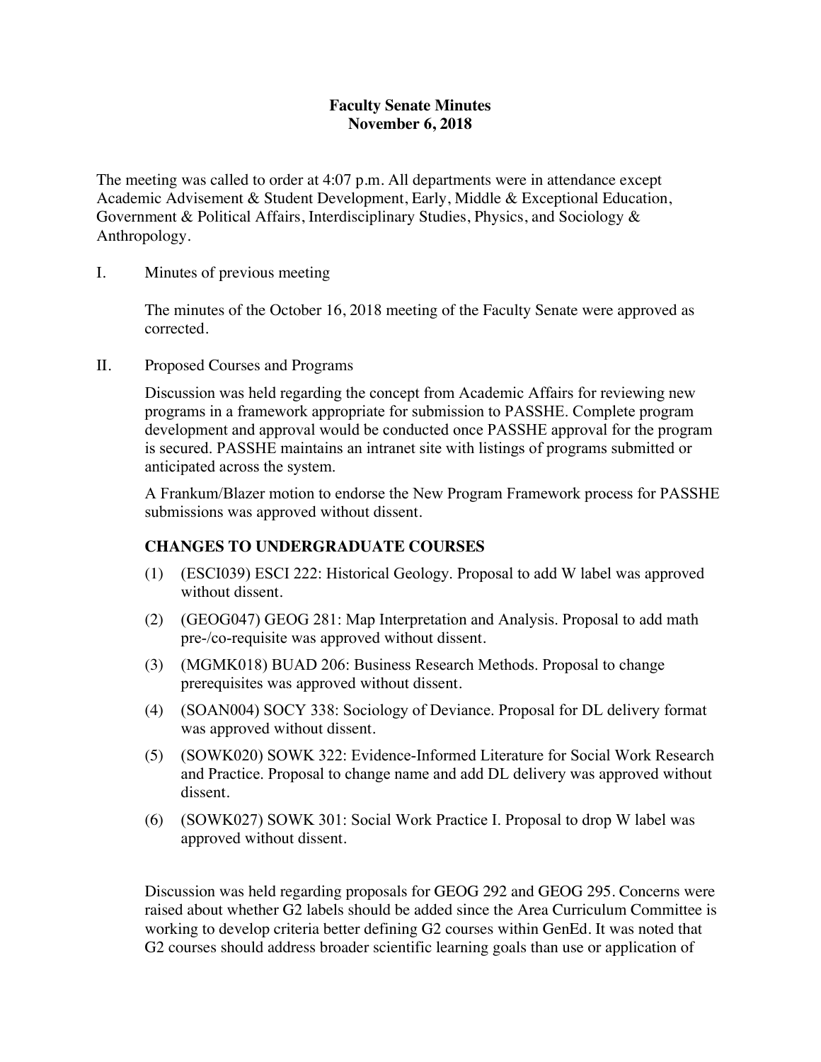# Faculty Senate Minutes
## November 6, 2018

The meeting was called to order at 4:07 p.m. All departments were in attendance except Academic Advisement & Student Development, Early, Middle & Exceptional Education, Government & Political Affairs, Interdisciplinary Studies, Physics, and Sociology & Anthropology.

I. Minutes of previous meeting

The minutes of the October 16, 2018 meeting of the Faculty Senate were approved as corrected.

II. Proposed Courses and Programs

Discussion was held regarding the concept from Academic Affairs for reviewing new programs in a framework appropriate for submission to PASSHE. Complete program development and approval would be conducted once PASSHE approval for the program is secured. PASSHE maintains an intranet site with listings of programs submitted or anticipated across the system.

A Frankum/Blazer motion to endorse the New Program Framework process for PASSHE submissions was approved without dissent.

### CHANGES TO UNDERGRADUATE COURSES

(1) (ESCI039) ESCI 222: Historical Geology. Proposal to add W label was approved without dissent.

(2) (GEOG047) GEOG 281: Map Interpretation and Analysis. Proposal to add math pre-/co-requisite was approved without dissent.

(3) (MGMK018) BUAD 206: Business Research Methods. Proposal to change prerequisites was approved without dissent.

(4) (SOAN004) SOCY 338: Sociology of Deviance. Proposal for DL delivery format was approved without dissent.

(5) (SOWK020) SOWK 322: Evidence-Informed Literature for Social Work Research and Practice. Proposal to change name and add DL delivery was approved without dissent.

(6) (SOWK027) SOWK 301: Social Work Practice I. Proposal to drop W label was approved without dissent.

Discussion was held regarding proposals for GEOG 292 and GEOG 295. Concerns were raised about whether G2 labels should be added since the Area Curriculum Committee is working to develop criteria better defining G2 courses within GenEd. It was noted that G2 courses should address broader scientific learning goals than use or application of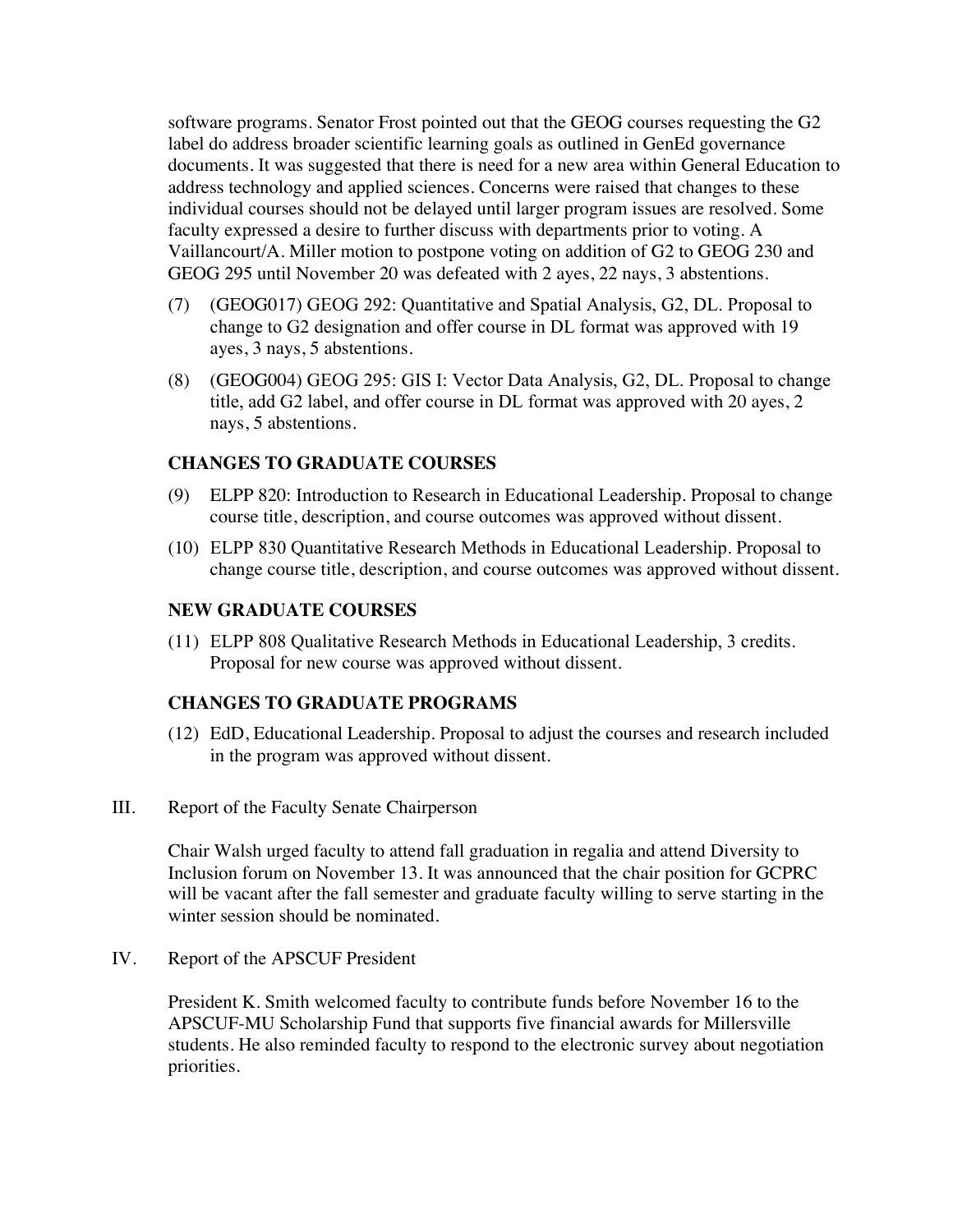software programs. Senator Frost pointed out that the GEOG courses requesting the G2 label do address broader scientific learning goals as outlined in GenEd governance documents. It was suggested that there is need for a new area within General Education to address technology and applied sciences. Concerns were raised that changes to these individual courses should not be delayed until larger program issues are resolved. Some faculty expressed a desire to further discuss with departments prior to voting. A Vaillancourt/A. Miller motion to postpone voting on addition of G2 to GEOG 230 and GEOG 295 until November 20 was defeated with 2 ayes, 22 nays, 3 abstentions.

(7) (GEOG017) GEOG 292: Quantitative and Spatial Analysis, G2, DL. Proposal to change to G2 designation and offer course in DL format was approved with 19 ayes, 3 nays, 5 abstentions.

(8) (GEOG004) GEOG 295: GIS I: Vector Data Analysis, G2, DL. Proposal to change title, add G2 label, and offer course in DL format was approved with 20 ayes, 2 nays, 5 abstentions.

**CHANGES TO GRADUATE COURSES**

(9) ELPP 820: Introduction to Research in Educational Leadership. Proposal to change course title, description, and course outcomes was approved without dissent.

(10) ELPP 830 Quantitative Research Methods in Educational Leadership. Proposal to change course title, description, and course outcomes was approved without dissent.

**NEW GRADUATE COURSES**

(11) ELPP 808 Qualitative Research Methods in Educational Leadership, 3 credits. Proposal for new course was approved without dissent.

**CHANGES TO GRADUATE PROGRAMS**

(12) EdD, Educational Leadership. Proposal to adjust the courses and research included in the program was approved without dissent.

III. Report of the Faculty Senate Chairperson

Chair Walsh urged faculty to attend fall graduation in regalia and attend Diversity to Inclusion forum on November 13. It was announced that the chair position for GCPRC will be vacant after the fall semester and graduate faculty willing to serve starting in the winter session should be nominated.

IV. Report of the APSCUF President

President K. Smith welcomed faculty to contribute funds before November 16 to the APSCUF-MU Scholarship Fund that supports five financial awards for Millersville students. He also reminded faculty to respond to the electronic survey about negotiation priorities.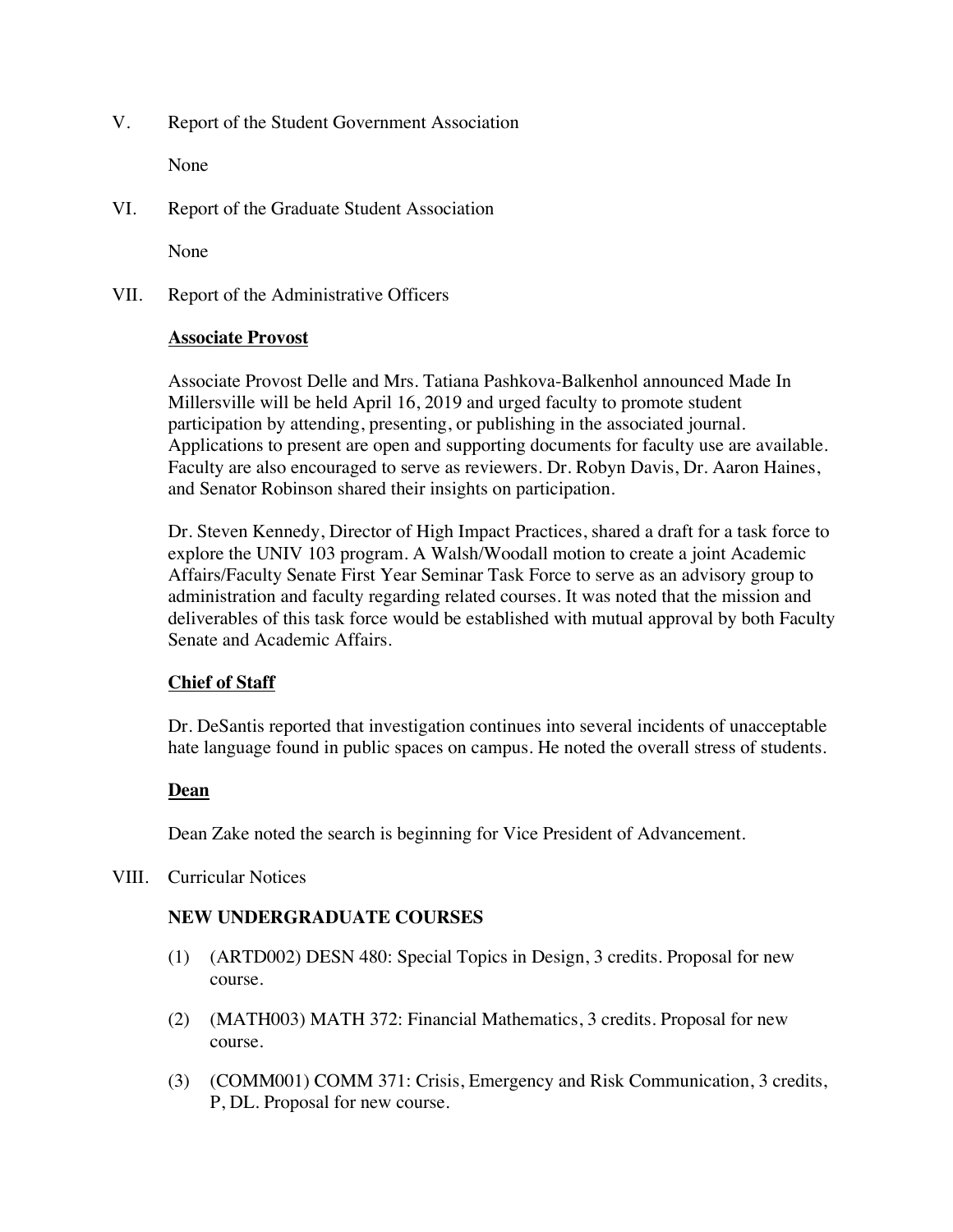V. Report of the Student Government Association

None

VI. Report of the Graduate Student Association

None

VII. Report of the Administrative Officers

**Associate Provost**

Associate Provost Delle and Mrs. Tatiana Pashkova-Balkenhol announced Made In Millersville will be held April 16, 2019 and urged faculty to promote student participation by attending, presenting, or publishing in the associated journal. Applications to present are open and supporting documents for faculty use are available. Faculty are also encouraged to serve as reviewers. Dr. Robyn Davis, Dr. Aaron Haines, and Senator Robinson shared their insights on participation.

Dr. Steven Kennedy, Director of High Impact Practices, shared a draft for a task force to explore the UNIV 103 program. A Walsh/Woodall motion to create a joint Academic Affairs/Faculty Senate First Year Seminar Task Force to serve as an advisory group to administration and faculty regarding related courses. It was noted that the mission and deliverables of this task force would be established with mutual approval by both Faculty Senate and Academic Affairs.

**Chief of Staff**

Dr. DeSantis reported that investigation continues into several incidents of unacceptable hate language found in public spaces on campus. He noted the overall stress of students.

**Dean**

Dean Zake noted the search is beginning for Vice President of Advancement.

VIII. Curricular Notices

**NEW UNDERGRADUATE COURSES**

(1) (ARTD002) DESN 480: Special Topics in Design, 3 credits. Proposal for new course.

(2) (MATH003) MATH 372: Financial Mathematics, 3 credits. Proposal for new course.

(3) (COMM001) COMM 371: Crisis, Emergency and Risk Communication, 3 credits, P, DL. Proposal for new course.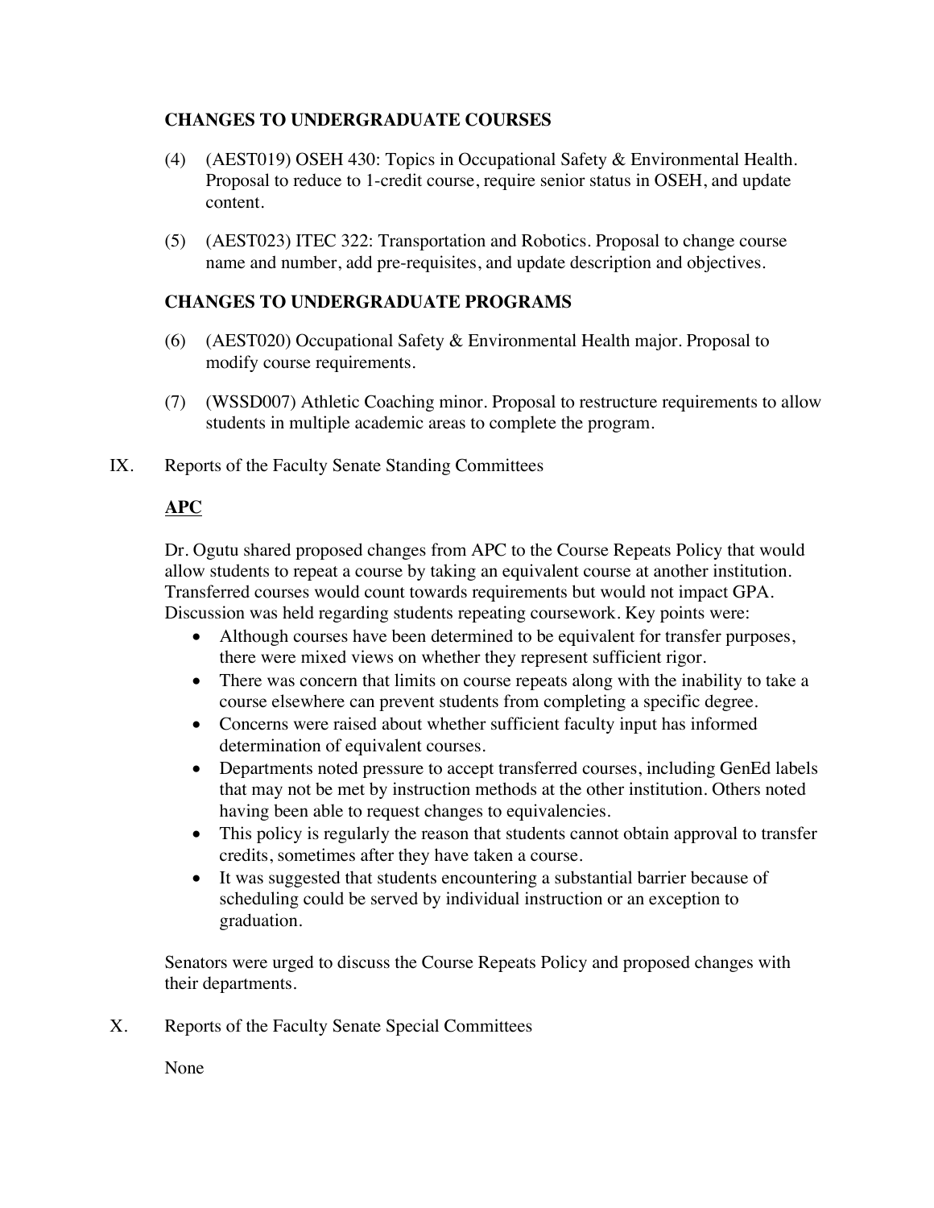**CHANGES TO UNDERGRADUATE COURSES**

(4) (AEST019) OSEH 430: Topics in Occupational Safety & Environmental Health. Proposal to reduce to 1-credit course, require senior status in OSEH, and update content.

(5) (AEST023) ITEC 322: Transportation and Robotics. Proposal to change course name and number, add pre-requisites, and update description and objectives.

**CHANGES TO UNDERGRADUATE PROGRAMS**

(6) (AEST020) Occupational Safety & Environmental Health major. Proposal to modify course requirements.

(7) (WSSD007) Athletic Coaching minor. Proposal to restructure requirements to allow students in multiple academic areas to complete the program.

IX. Reports of the Faculty Senate Standing Committees

**APC**

Dr. Ogutu shared proposed changes from APC to the Course Repeats Policy that would allow students to repeat a course by taking an equivalent course at another institution. Transferred courses would count towards requirements but would not impact GPA. Discussion was held regarding students repeating coursework. Key points were:

- Although courses have been determined to be equivalent for transfer purposes, there were mixed views on whether they represent sufficient rigor.
- There was concern that limits on course repeats along with the inability to take a course elsewhere can prevent students from completing a specific degree.
- Concerns were raised about whether sufficient faculty input has informed determination of equivalent courses.
- Departments noted pressure to accept transferred courses, including GenEd labels that may not be met by instruction methods at the other institution. Others noted having been able to request changes to equivalencies.
- This policy is regularly the reason that students cannot obtain approval to transfer credits, sometimes after they have taken a course.
- It was suggested that students encountering a substantial barrier because of scheduling could be served by individual instruction or an exception to graduation.

Senators were urged to discuss the Course Repeats Policy and proposed changes with their departments.

X. Reports of the Faculty Senate Special Committees

None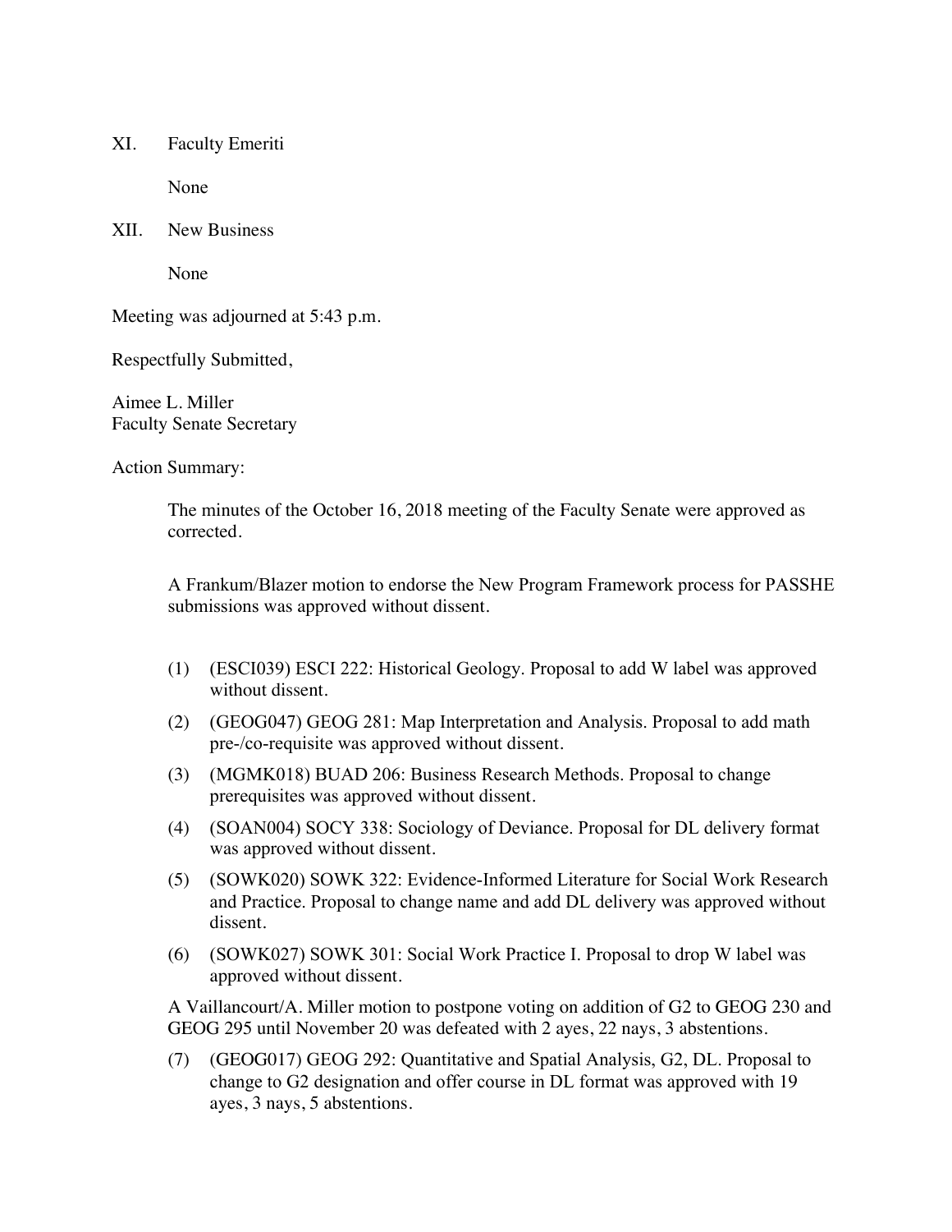XI. Faculty Emeriti

None

XII. New Business

None

Meeting was adjourned at 5:43 p.m.

Respectfully Submitted,

Aimee L. Miller
Faculty Senate Secretary

Action Summary:

The minutes of the October 16, 2018 meeting of the Faculty Senate were approved as corrected.

A Frankum/Blazer motion to endorse the New Program Framework process for PASSHE submissions was approved without dissent.

(1) (ESCI039) ESCI 222: Historical Geology. Proposal to add W label was approved without dissent.

(2) (GEOG047) GEOG 281: Map Interpretation and Analysis. Proposal to add math pre-/co-requisite was approved without dissent.

(3) (MGMK018) BUAD 206: Business Research Methods. Proposal to change prerequisites was approved without dissent.

(4) (SOAN004) SOCY 338: Sociology of Deviance. Proposal for DL delivery format was approved without dissent.

(5) (SOWK020) SOWK 322: Evidence-Informed Literature for Social Work Research and Practice. Proposal to change name and add DL delivery was approved without dissent.

(6) (SOWK027) SOWK 301: Social Work Practice I. Proposal to drop W label was approved without dissent.

A Vaillancourt/A. Miller motion to postpone voting on addition of G2 to GEOG 230 and GEOG 295 until November 20 was defeated with 2 ayes, 22 nays, 3 abstentions.

(7) (GEOG017) GEOG 292: Quantitative and Spatial Analysis, G2, DL. Proposal to change to G2 designation and offer course in DL format was approved with 19 ayes, 3 nays, 5 abstentions.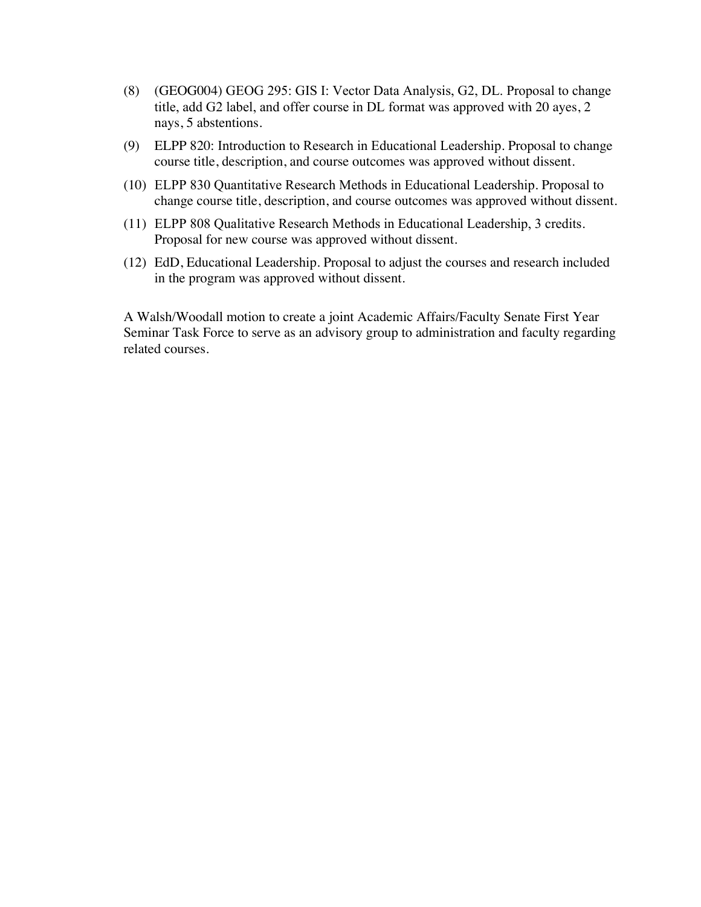(8) (GEOG004) GEOG 295: GIS I: Vector Data Analysis, G2, DL. Proposal to change title, add G2 label, and offer course in DL format was approved with 20 ayes, 2 nays, 5 abstentions.

(9) ELPP 820: Introduction to Research in Educational Leadership. Proposal to change course title, description, and course outcomes was approved without dissent.

(10) ELPP 830 Quantitative Research Methods in Educational Leadership. Proposal to change course title, description, and course outcomes was approved without dissent.

(11) ELPP 808 Qualitative Research Methods in Educational Leadership, 3 credits. Proposal for new course was approved without dissent.

(12) EdD, Educational Leadership. Proposal to adjust the courses and research included in the program was approved without dissent.

A Walsh/Woodall motion to create a joint Academic Affairs/Faculty Senate First Year Seminar Task Force to serve as an advisory group to administration and faculty regarding related courses.